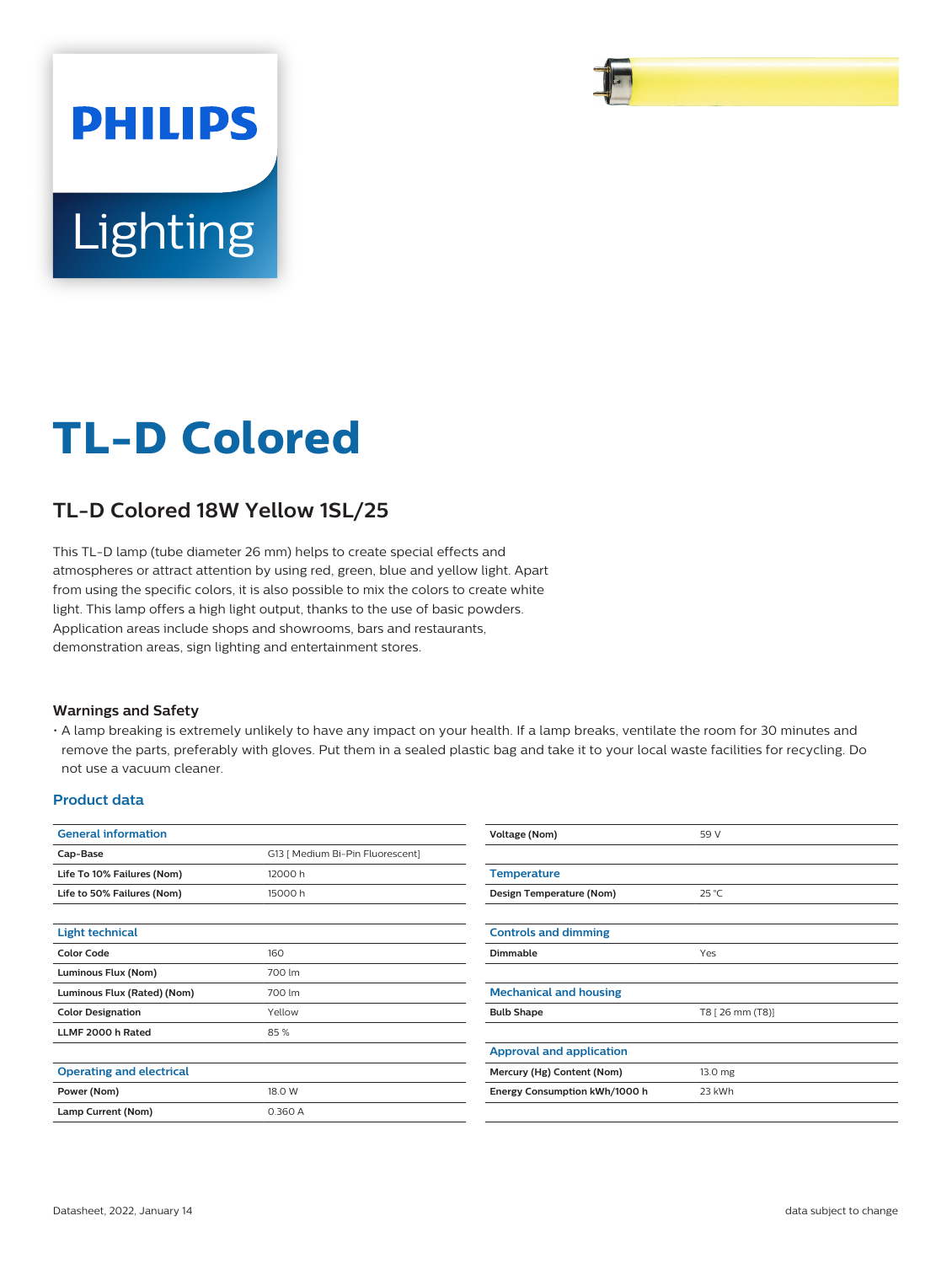# TL-D Colored

## TL-D Colored 18W Yellow 1SL/25

This TL-D lamp (tube diameter 26 mm) helps to create special effects and atmospheres or attract attention by using red, green, blue and yellow light. Apart from using the specific colors, it is also possible to mix the colors to create white light. This lamp offers a high light output, thanks to the use of basic powders. Application areas include shops and showrooms, bars and restaurants, demonstration areas, sign lighting and entertainment stores.

### Warnings and Safety

- A lamp breaking is extremely unlikely to have any impact on your health. If a lamp breaks, ventilate the room for 30 minutes and remove the parts, preferably with gloves. Put them in a sealed plastic bag and take it to your local waste facilities for recycling. Do not use a vacuum cleaner.

### Product data

| General information | |
|---|---|
| Cap-Base | G13 [ Medium Bi-Pin Fluorescent] |
| Life To 10% Failures (Nom) | 12000 h |
| Life to 50% Failures (Nom) | 15000 h |

| Light technical | |
|---|---|
| Color Code | 160 |
| Luminous Flux (Nom) | 700 lm |
| Luminous Flux (Rated) (Nom) | 700 lm |
| Color Designation | Yellow |
| LLMF 2000 h Rated | 85 % |

| Operating and electrical | |
|---|---|
| Power (Nom) | 18.0 W |
| Lamp Current (Nom) | 0.360 A |
| Voltage (Nom) | 59 V |

| Temperature | |
|---|---|
| Design Temperature (Nom) | 25 °C |

| Controls and dimming | |
|---|---|
| Dimmable | Yes |

| Mechanical and housing | |
|---|---|
| Bulb Shape | T8 [ 26 mm (T8)] |

| Approval and application | |
|---|---|
| Mercury (Hg) Content (Nom) | 13.0 mg |
| Energy Consumption kWh/1000 h | 23 kWh |

Datasheet, 2022, January 14 — data subject to change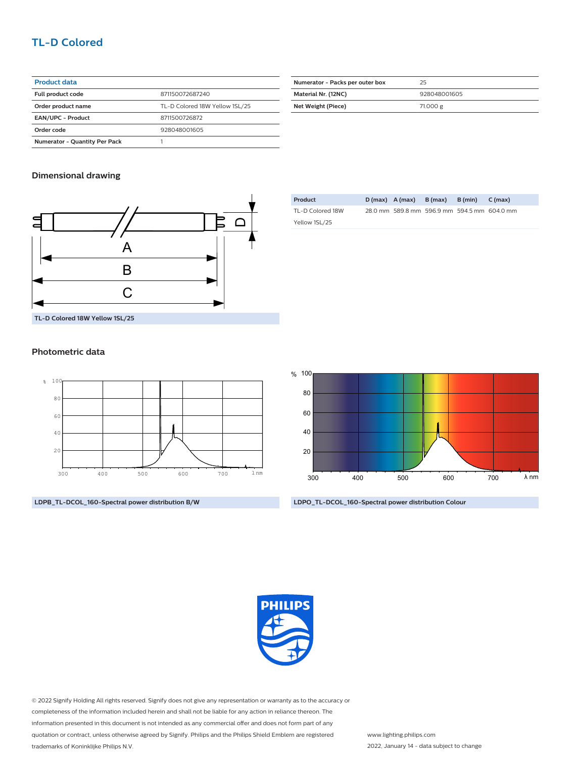# TL-D Colored

| Product data | |
|---|---|
| Full product code | 871150072687240 |
| Order product name | TL-D Colored 18W Yellow 1SL/25 |
| EAN/UPC - Product | 8711500726872 |
| Order code | 928048001605 |
| Numerator - Quantity Per Pack | 1 |
| Numerator - Packs per outer box | 25 |
| Material Nr. (12NC) | 928048001605 |
| Net Weight (Piece) | 71.000 g |

## Dimensional drawing

A

B

C

D

| Product | D (max) | A (max) | B (max) | B (min) | C (max) |
|---|---|---|---|---|---|
| TL-D Colored 18W Yellow 1SL/25 | 28.0 mm | 589.8 mm | 596.9 mm | 594.5 mm | 604.0 mm |

**TL-D Colored 18W Yellow 1SL/25**

## Photometric data

%
100
80
60
40
20
300
400
500
600
700
λ nm

**LDPB_TL-DCOL_160-Spectral power distribution B/W**

%
100
80
60
40
20
300
400
500
600
700
λ nm

**LDPO_TL-DCOL_160-Spectral power distribution Colour**

© 2022 Signify Holding All rights reserved. Signify does not give any representation or warranty as to the accuracy or completeness of the information included herein and shall not be liable for any action in reliance thereon. The information presented in this document is not intended as any commercial offer and does not form part of any quotation or contract, unless otherwise agreed by Signify. Philips and the Philips Shield Emblem are registered trademarks of Koninklijke Philips N.V.

www.lighting.philips.com

2022, January 14 - data subject to change